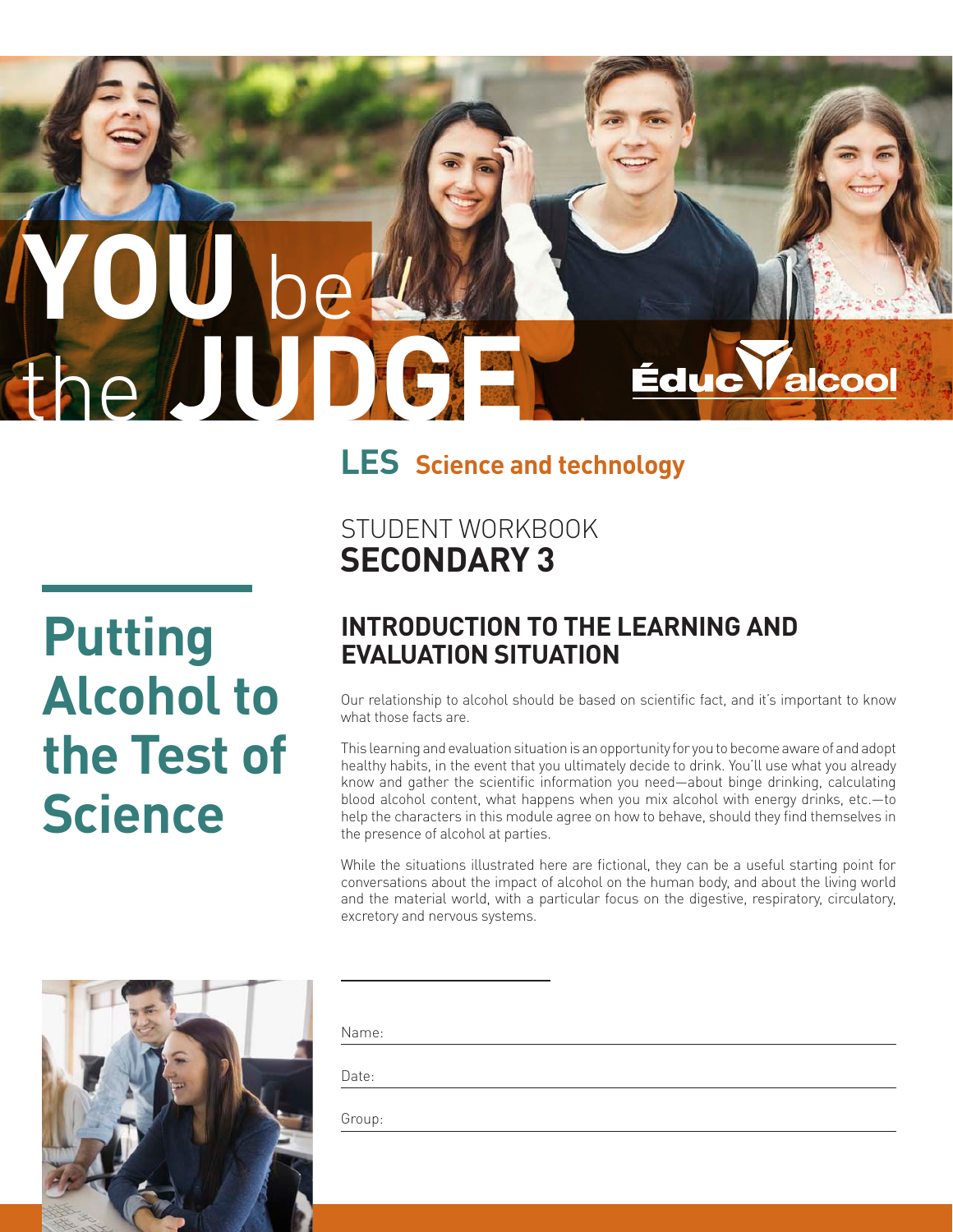# YOU be the JUDGE

Éduc'alcool

## LES Science and technology

STUDENT WORKBOOK
**SECONDARY 3**

# Putting Alcohol to the Test of Science

## INTRODUCTION TO THE LEARNING AND EVALUATION SITUATION

Our relationship to alcohol should be based on scientific fact, and it's important to know what those facts are.

This learning and evaluation situation is an opportunity for you to become aware of and adopt healthy habits, in the event that you ultimately decide to drink. You'll use what you already know and gather the scientific information you need—about binge drinking, calculating blood alcohol content, what happens when you mix alcohol with energy drinks, etc.—to help the characters in this module agree on how to behave, should they find themselves in the presence of alcohol at parties.

While the situations illustrated here are fictional, they can be a useful starting point for conversations about the impact of alcohol on the human body, and about the living world and the material world, with a particular focus on the digestive, respiratory, circulatory, excretory and nervous systems.

Name: ______________________

Date: ______________________

Group: ______________________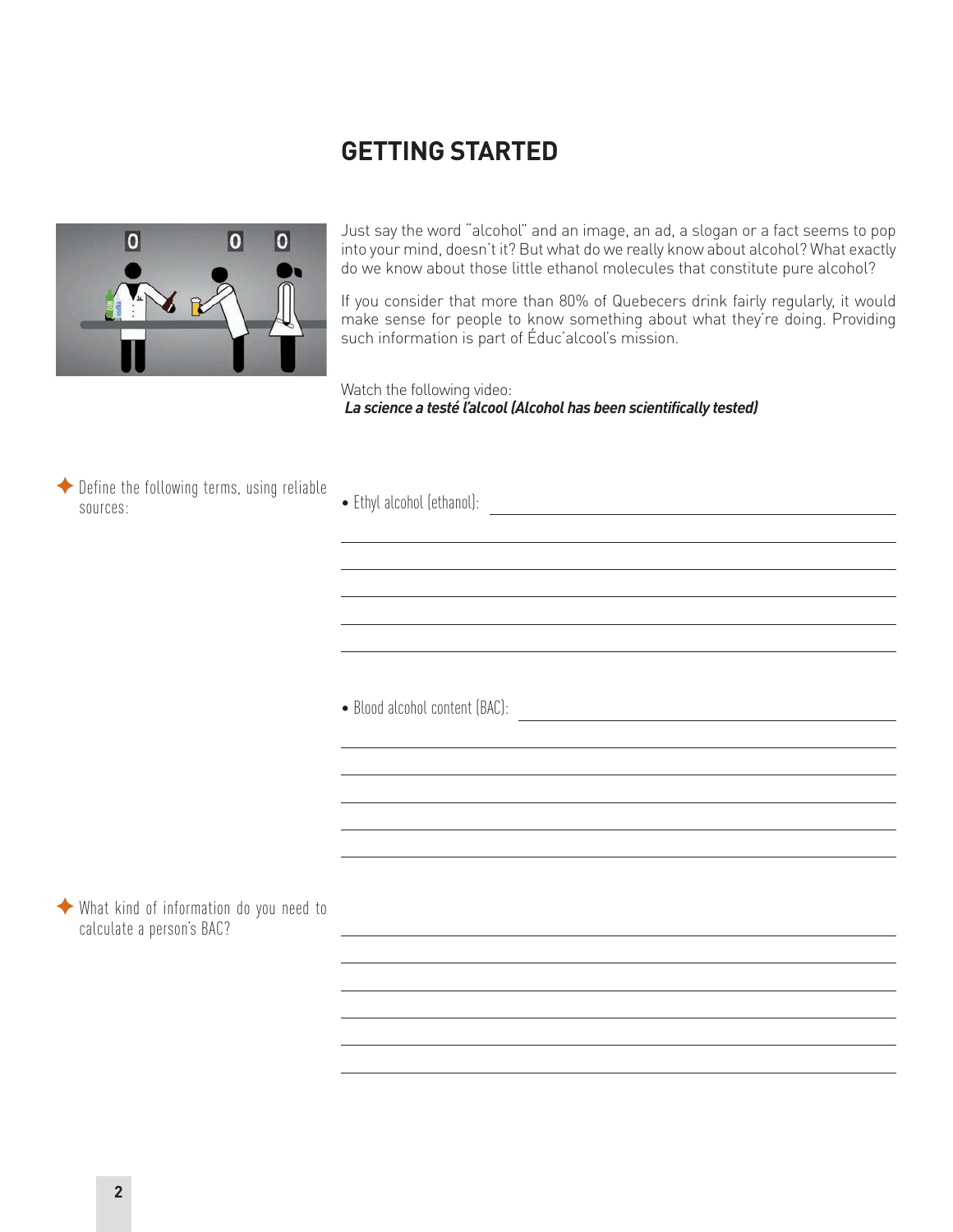## GETTING STARTED

Just say the word "alcohol" and an image, an ad, a slogan or a fact seems to pop into your mind, doesn't it? But what do we really know about alcohol? What exactly do we know about those little ethanol molecules that constitute pure alcohol?

If you consider that more than 80% of Quebecers drink fairly regularly, it would make sense for people to know something about what they're doing. Providing such information is part of Éduc'alcool's mission.

Watch the following video:
***La science a testé l'alcool (Alcohol has been scientifically tested)***

✦ Define the following terms, using reliable sources:

- Ethyl alcohol (ethanol): ______________________________

______________________________

______________________________

______________________________

______________________________

______________________________

- Blood alcohol content (BAC): ______________________________

______________________________

______________________________

______________________________

______________________________

______________________________

✦ What kind of information do you need to calculate a person's BAC?

______________________________

______________________________

______________________________

______________________________

______________________________

______________________________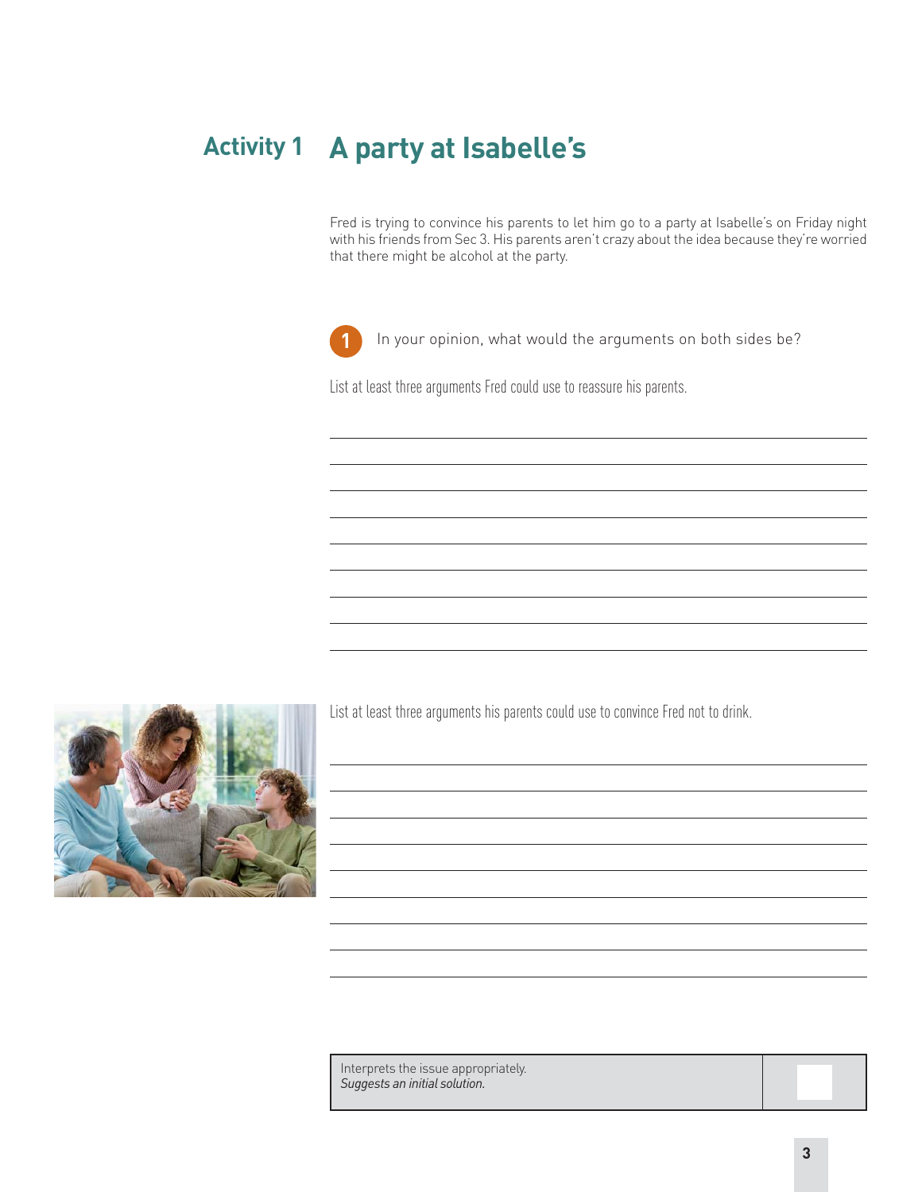# Activity 1 A party at Isabelle's

Fred is trying to convince his parents to let him go to a party at Isabelle's on Friday night with his friends from Sec 3. His parents aren't crazy about the idea because they're worried that there might be alcohol at the party.

**1** In your opinion, what would the arguments on both sides be?

List at least three arguments Fred could use to reassure his parents.

\_\_\_\_\_\_\_\_\_\_\_\_\_\_\_\_\_\_\_\_\_\_\_\_\_\_\_\_\_\_\_\_\_\_\_\_\_\_\_\_\_\_\_\_\_\_\_\_\_\_\_\_\_\_\_\_

\_\_\_\_\_\_\_\_\_\_\_\_\_\_\_\_\_\_\_\_\_\_\_\_\_\_\_\_\_\_\_\_\_\_\_\_\_\_\_\_\_\_\_\_\_\_\_\_\_\_\_\_\_\_\_\_

\_\_\_\_\_\_\_\_\_\_\_\_\_\_\_\_\_\_\_\_\_\_\_\_\_\_\_\_\_\_\_\_\_\_\_\_\_\_\_\_\_\_\_\_\_\_\_\_\_\_\_\_\_\_\_\_

\_\_\_\_\_\_\_\_\_\_\_\_\_\_\_\_\_\_\_\_\_\_\_\_\_\_\_\_\_\_\_\_\_\_\_\_\_\_\_\_\_\_\_\_\_\_\_\_\_\_\_\_\_\_\_\_

\_\_\_\_\_\_\_\_\_\_\_\_\_\_\_\_\_\_\_\_\_\_\_\_\_\_\_\_\_\_\_\_\_\_\_\_\_\_\_\_\_\_\_\_\_\_\_\_\_\_\_\_\_\_\_\_

\_\_\_\_\_\_\_\_\_\_\_\_\_\_\_\_\_\_\_\_\_\_\_\_\_\_\_\_\_\_\_\_\_\_\_\_\_\_\_\_\_\_\_\_\_\_\_\_\_\_\_\_\_\_\_\_

\_\_\_\_\_\_\_\_\_\_\_\_\_\_\_\_\_\_\_\_\_\_\_\_\_\_\_\_\_\_\_\_\_\_\_\_\_\_\_\_\_\_\_\_\_\_\_\_\_\_\_\_\_\_\_\_

\_\_\_\_\_\_\_\_\_\_\_\_\_\_\_\_\_\_\_\_\_\_\_\_\_\_\_\_\_\_\_\_\_\_\_\_\_\_\_\_\_\_\_\_\_\_\_\_\_\_\_\_\_\_\_\_

List at least three arguments his parents could use to convince Fred not to drink.

\_\_\_\_\_\_\_\_\_\_\_\_\_\_\_\_\_\_\_\_\_\_\_\_\_\_\_\_\_\_\_\_\_\_\_\_\_\_\_\_\_\_\_\_\_\_\_\_\_\_\_\_\_\_\_\_

\_\_\_\_\_\_\_\_\_\_\_\_\_\_\_\_\_\_\_\_\_\_\_\_\_\_\_\_\_\_\_\_\_\_\_\_\_\_\_\_\_\_\_\_\_\_\_\_\_\_\_\_\_\_\_\_

\_\_\_\_\_\_\_\_\_\_\_\_\_\_\_\_\_\_\_\_\_\_\_\_\_\_\_\_\_\_\_\_\_\_\_\_\_\_\_\_\_\_\_\_\_\_\_\_\_\_\_\_\_\_\_\_

\_\_\_\_\_\_\_\_\_\_\_\_\_\_\_\_\_\_\_\_\_\_\_\_\_\_\_\_\_\_\_\_\_\_\_\_\_\_\_\_\_\_\_\_\_\_\_\_\_\_\_\_\_\_\_\_

\_\_\_\_\_\_\_\_\_\_\_\_\_\_\_\_\_\_\_\_\_\_\_\_\_\_\_\_\_\_\_\_\_\_\_\_\_\_\_\_\_\_\_\_\_\_\_\_\_\_\_\_\_\_\_\_

\_\_\_\_\_\_\_\_\_\_\_\_\_\_\_\_\_\_\_\_\_\_\_\_\_\_\_\_\_\_\_\_\_\_\_\_\_\_\_\_\_\_\_\_\_\_\_\_\_\_\_\_\_\_\_\_

\_\_\_\_\_\_\_\_\_\_\_\_\_\_\_\_\_\_\_\_\_\_\_\_\_\_\_\_\_\_\_\_\_\_\_\_\_\_\_\_\_\_\_\_\_\_\_\_\_\_\_\_\_\_\_\_

\_\_\_\_\_\_\_\_\_\_\_\_\_\_\_\_\_\_\_\_\_\_\_\_\_\_\_\_\_\_\_\_\_\_\_\_\_\_\_\_\_\_\_\_\_\_\_\_\_\_\_\_\_\_\_\_

| Interprets the issue appropriately. *Suggests an initial solution.* | |
|---|---|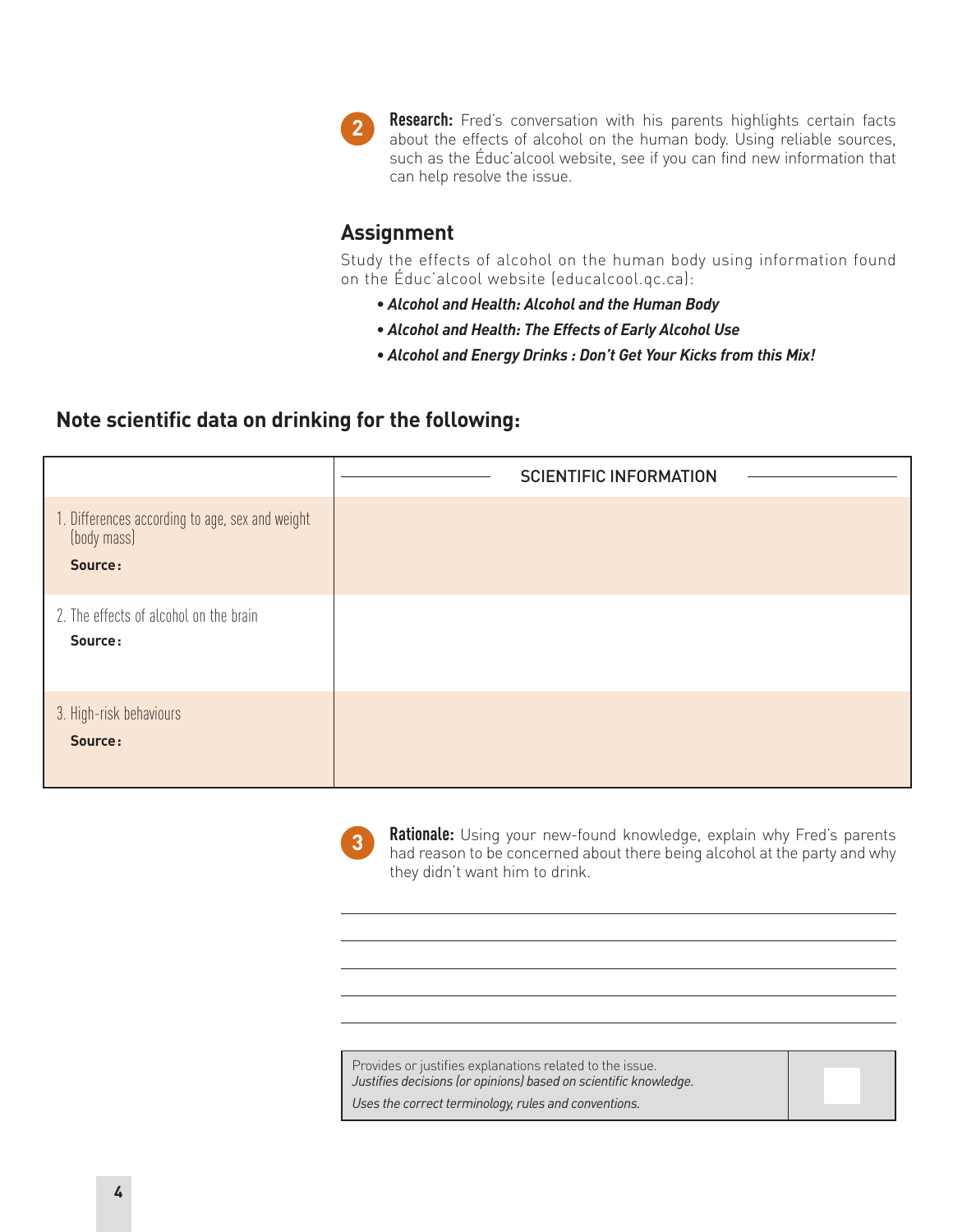**2** **Research:** Fred's conversation with his parents highlights certain facts about the effects of alcohol on the human body. Using reliable sources, such as the Éduc'alcool website, see if you can find new information that can help resolve the issue.

## Assignment

Study the effects of alcohol on the human body using information found on the Éduc'alcool website (educalcool.qc.ca):

- ***Alcohol and Health: Alcohol and the Human Body***
- ***Alcohol and Health: The Effects of Early Alcohol Use***
- ***Alcohol and Energy Drinks : Don't Get Your Kicks from this Mix!***

## Note scientific data on drinking for the following:

| | SCIENTIFIC INFORMATION |
|---|---|
| 1. Differences according to age, sex and weight (body mass) **Source:** | |
| 2. The effects of alcohol on the brain **Source:** | |
| 3. High-risk behaviours **Source:** | |

**3** **Rationale:** Using your new-found knowledge, explain why Fred's parents had reason to be concerned about there being alcohol at the party and why they didn't want him to drink.

______________________________________________________________________

______________________________________________________________________

______________________________________________________________________

______________________________________________________________________

______________________________________________________________________

| | |
|---|---|
| Provides or justifies explanations related to the issue. *Justifies decisions (or opinions) based on scientific knowledge.* *Uses the correct terminology, rules and conventions.* | |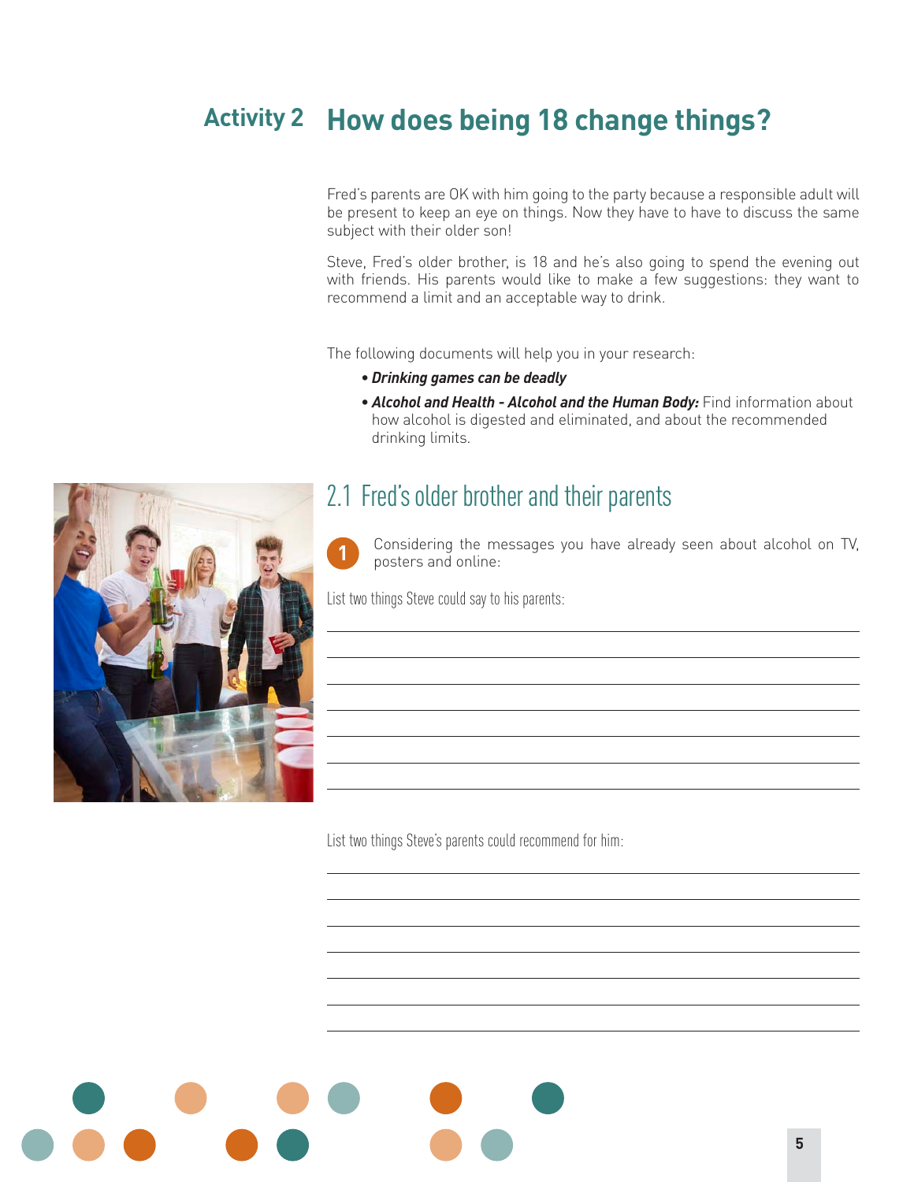# Activity 2 How does being 18 change things?

Fred's parents are OK with him going to the party because a responsible adult will be present to keep an eye on things. Now they have to have to discuss the same subject with their older son!

Steve, Fred's older brother, is 18 and he's also going to spend the evening out with friends. His parents would like to make a few suggestions: they want to recommend a limit and an acceptable way to drink.

The following documents will help you in your research:

- ***Drinking games can be deadly***
- ***Alcohol and Health - Alcohol and the Human Body:*** Find information about how alcohol is digested and eliminated, and about the recommended drinking limits.

## 2.1 Fred's older brother and their parents

**1** Considering the messages you have already seen about alcohol on TV, posters and online:

List two things Steve could say to his parents:

\_\_\_\_\_\_\_\_\_\_\_\_\_\_\_\_\_\_\_\_\_\_\_\_\_\_\_\_\_\_\_\_\_\_\_\_\_\_\_\_\_\_\_\_\_\_\_\_\_\_\_\_\_\_\_\_

\_\_\_\_\_\_\_\_\_\_\_\_\_\_\_\_\_\_\_\_\_\_\_\_\_\_\_\_\_\_\_\_\_\_\_\_\_\_\_\_\_\_\_\_\_\_\_\_\_\_\_\_\_\_\_\_

\_\_\_\_\_\_\_\_\_\_\_\_\_\_\_\_\_\_\_\_\_\_\_\_\_\_\_\_\_\_\_\_\_\_\_\_\_\_\_\_\_\_\_\_\_\_\_\_\_\_\_\_\_\_\_\_

\_\_\_\_\_\_\_\_\_\_\_\_\_\_\_\_\_\_\_\_\_\_\_\_\_\_\_\_\_\_\_\_\_\_\_\_\_\_\_\_\_\_\_\_\_\_\_\_\_\_\_\_\_\_\_\_

\_\_\_\_\_\_\_\_\_\_\_\_\_\_\_\_\_\_\_\_\_\_\_\_\_\_\_\_\_\_\_\_\_\_\_\_\_\_\_\_\_\_\_\_\_\_\_\_\_\_\_\_\_\_\_\_

\_\_\_\_\_\_\_\_\_\_\_\_\_\_\_\_\_\_\_\_\_\_\_\_\_\_\_\_\_\_\_\_\_\_\_\_\_\_\_\_\_\_\_\_\_\_\_\_\_\_\_\_\_\_\_\_

List two things Steve's parents could recommend for him:

\_\_\_\_\_\_\_\_\_\_\_\_\_\_\_\_\_\_\_\_\_\_\_\_\_\_\_\_\_\_\_\_\_\_\_\_\_\_\_\_\_\_\_\_\_\_\_\_\_\_\_\_\_\_\_\_

\_\_\_\_\_\_\_\_\_\_\_\_\_\_\_\_\_\_\_\_\_\_\_\_\_\_\_\_\_\_\_\_\_\_\_\_\_\_\_\_\_\_\_\_\_\_\_\_\_\_\_\_\_\_\_\_

\_\_\_\_\_\_\_\_\_\_\_\_\_\_\_\_\_\_\_\_\_\_\_\_\_\_\_\_\_\_\_\_\_\_\_\_\_\_\_\_\_\_\_\_\_\_\_\_\_\_\_\_\_\_\_\_

\_\_\_\_\_\_\_\_\_\_\_\_\_\_\_\_\_\_\_\_\_\_\_\_\_\_\_\_\_\_\_\_\_\_\_\_\_\_\_\_\_\_\_\_\_\_\_\_\_\_\_\_\_\_\_\_

\_\_\_\_\_\_\_\_\_\_\_\_\_\_\_\_\_\_\_\_\_\_\_\_\_\_\_\_\_\_\_\_\_\_\_\_\_\_\_\_\_\_\_\_\_\_\_\_\_\_\_\_\_\_\_\_

\_\_\_\_\_\_\_\_\_\_\_\_\_\_\_\_\_\_\_\_\_\_\_\_\_\_\_\_\_\_\_\_\_\_\_\_\_\_\_\_\_\_\_\_\_\_\_\_\_\_\_\_\_\_\_\_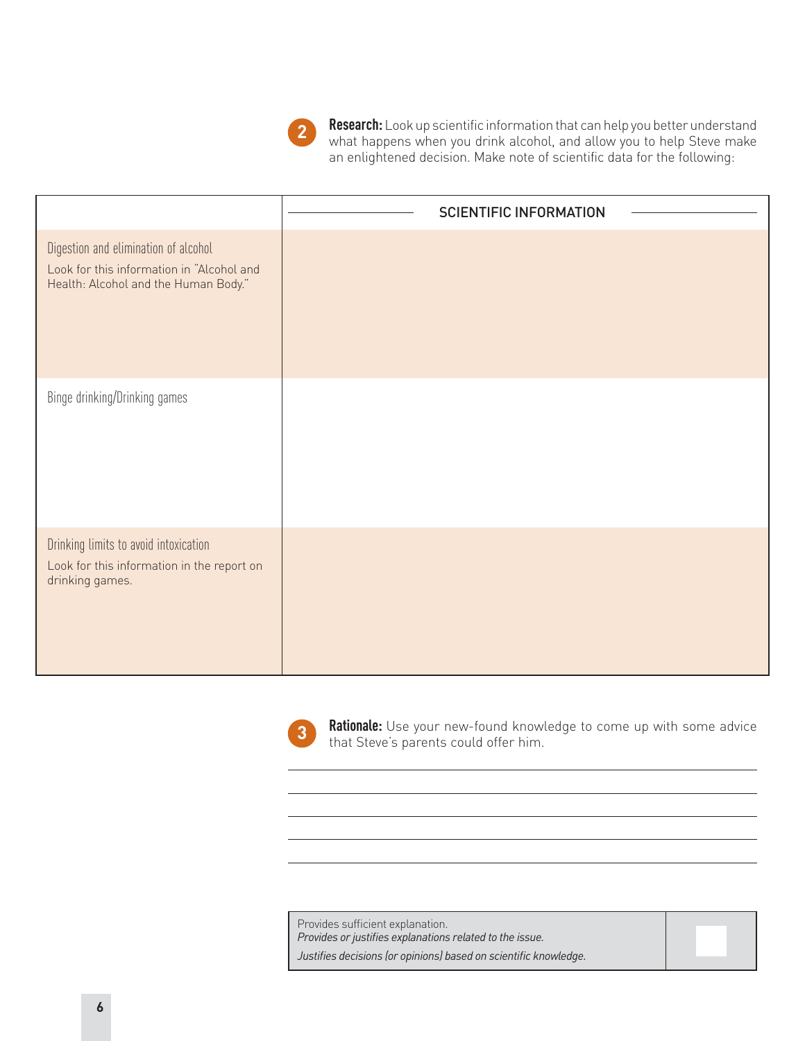**2** **Research:** Look up scientific information that can help you better understand what happens when you drink alcohol, and allow you to help Steve make an enlightened decision. Make note of scientific data for the following:

| | SCIENTIFIC INFORMATION |
|---|---|
| Digestion and elimination of alcohol<br>Look for this information in "Alcohol and Health: Alcohol and the Human Body." | |
| Binge drinking/Drinking games | |
| Drinking limits to avoid intoxication<br>Look for this information in the report on drinking games. | |

**3** **Rationale:** Use your new-found knowledge to come up with some advice that Steve's parents could offer him.

______________________________________________

______________________________________________

______________________________________________

______________________________________________

______________________________________________

| | |
|---|---|
| Provides sufficient explanation.<br>*Provides or justifies explanations related to the issue.*<br>*Justifies decisions (or opinions) based on scientific knowledge.* | |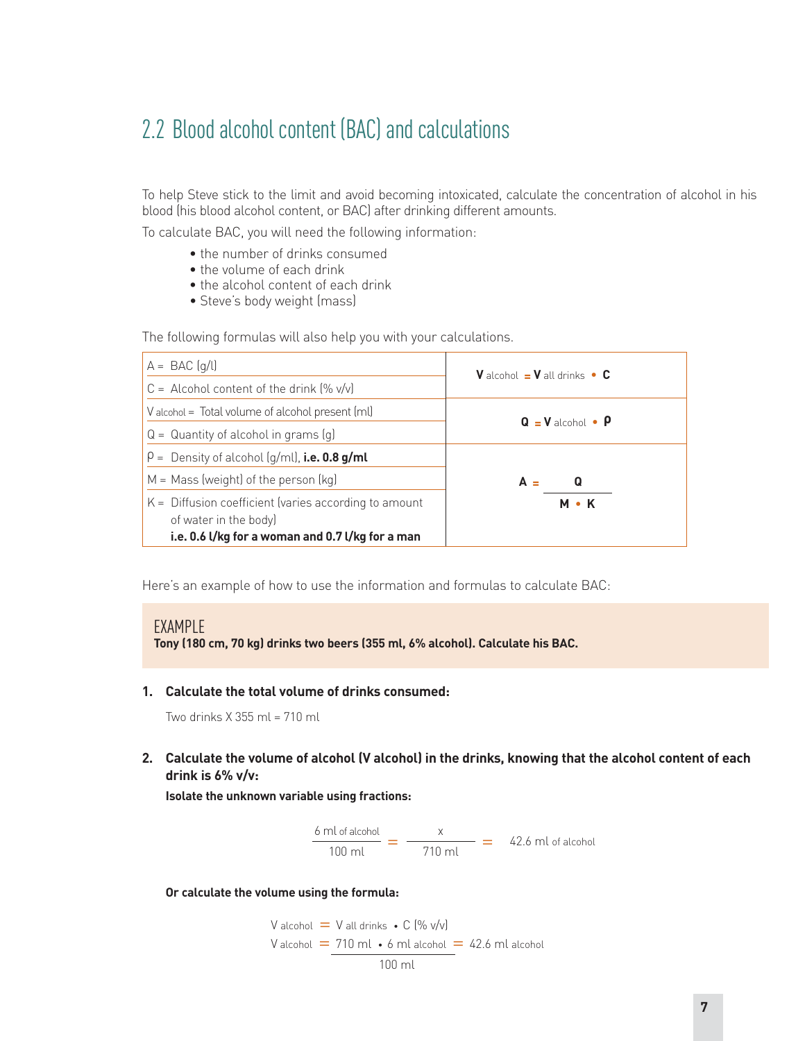## 2.2 Blood alcohol content (BAC) and calculations

To help Steve stick to the limit and avoid becoming intoxicated, calculate the concentration of alcohol in his blood (his blood alcohol content, or BAC) after drinking different amounts.

To calculate BAC, you will need the following information:

- the number of drinks consumed
- the volume of each drink
- the alcohol content of each drink
- Steve's body weight (mass)

The following formulas will also help you with your calculations.

| Variables | Formulas |
|---|---|
| A = BAC (g/l)<br>C = Alcohol content of the drink (% v/v) | $V_{alcohol} = V_{all\ drinks} \cdot C$ |
| $V_{alcohol}$ = Total volume of alcohol present (ml)<br>Q = Quantity of alcohol in grams (g) | $Q = V_{alcohol} \cdot \rho$ |
| ρ = Density of alcohol (g/ml), **i.e. 0.8 g/ml**<br>M = Mass (weight) of the person (kg)<br>K = Diffusion coefficient (varies according to amount of water in the body) **i.e. 0.6 l/kg for a woman and 0.7 l/kg for a man** | $A = \dfrac{Q}{M \cdot K}$ |

Here's an example of how to use the information and formulas to calculate BAC:

### EXAMPLE

**Tony (180 cm, 70 kg) drinks two beers (355 ml, 6% alcohol). Calculate his BAC.**

1. **Calculate the total volume of drinks consumed:**

   Two drinks X 355 ml = 710 ml

2. **Calculate the volume of alcohol (V alcohol) in the drinks, knowing that the alcohol content of each drink is 6% v/v:**

   **Isolate the unknown variable using fractions:**

$$\frac{6 \text{ ml}_{\text{ of alcohol}}}{100 \text{ ml}} = \frac{x}{710 \text{ ml}} = 42.6 \text{ ml}_{\text{ of alcohol}}$$

   **Or calculate the volume using the formula:**

$$V_{alcohol} = V_{all\ drinks} \cdot C\ (\%\ v/v)$$

$$V_{alcohol} = \frac{710 \text{ ml} \cdot 6 \text{ ml}_{\text{ alcohol}}}{100 \text{ ml}} = 42.6 \text{ ml}_{\text{ alcohol}}$$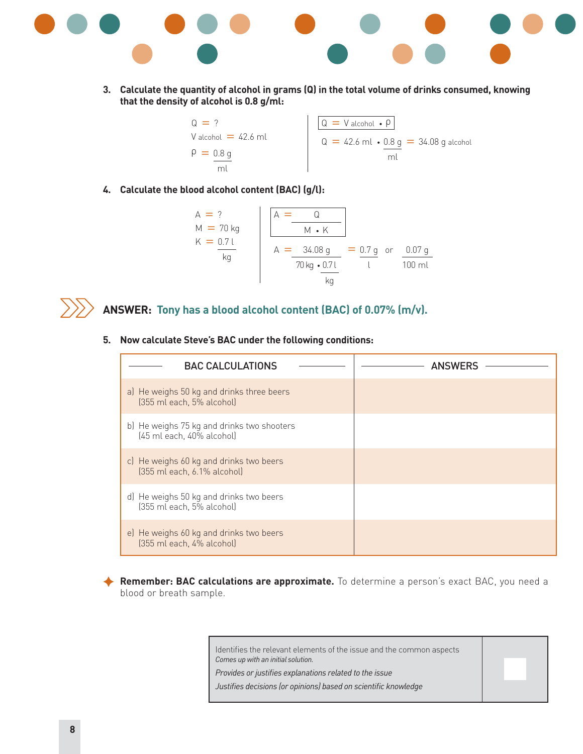3. **Calculate the quantity of alcohol in grams (Q) in the total volume of drinks consumed, knowing that the density of alcohol is 0.8 g/ml:**

$Q = ?$

$V_{alcohol} = 42.6 \text{ ml}$

$\rho = \dfrac{0.8 \text{ g}}{\text{ml}}$

$$\boxed{Q = V_{alcohol} \cdot \rho}$$

$$Q = 42.6 \text{ ml} \cdot \frac{0.8 \text{ g}}{\text{ml}} = 34.08 \text{ g}_{alcohol}$$

4. **Calculate the blood alcohol content (BAC) (g/l):**

$A = ?$

$M = 70 \text{ kg}$

$K = \dfrac{0.7 \text{ l}}{\text{kg}}$

$$\boxed{A = \frac{Q}{M \cdot K}}$$

$$A = \frac{34.08 \text{ g}}{70 \text{ kg} \cdot \frac{0.7 \text{ l}}{\text{kg}}} = \frac{0.7 \text{ g}}{\text{l}} \text{ or } \frac{0.07 \text{ g}}{100 \text{ ml}}$$

**ANSWER: Tony has a blood alcohol content (BAC) of 0.07% (m/v).**

5. **Now calculate Steve's BAC under the following conditions:**

| BAC CALCULATIONS | ANSWERS |
|---|---|
| a) He weighs 50 kg and drinks three beers (355 ml each, 5% alcohol) | |
| b) He weighs 75 kg and drinks two shooters (45 ml each, 40% alcohol) | |
| c) He weighs 60 kg and drinks two beers (355 ml each, 6.1% alcohol) | |
| d) He weighs 50 kg and drinks two beers (355 ml each, 5% alcohol) | |
| e) He weighs 60 kg and drinks two beers (355 ml each, 4% alcohol) | |

**Remember: BAC calculations are approximate.** To determine a person's exact BAC, you need a blood or breath sample.

| | |
|---|---|
| Identifies the relevant elements of the issue and the common aspects<br>*Comes up with an initial solution.*<br>*Provides or justifies explanations related to the issue*<br>*Justifies decisions (or opinions) based on scientific knowledge* | |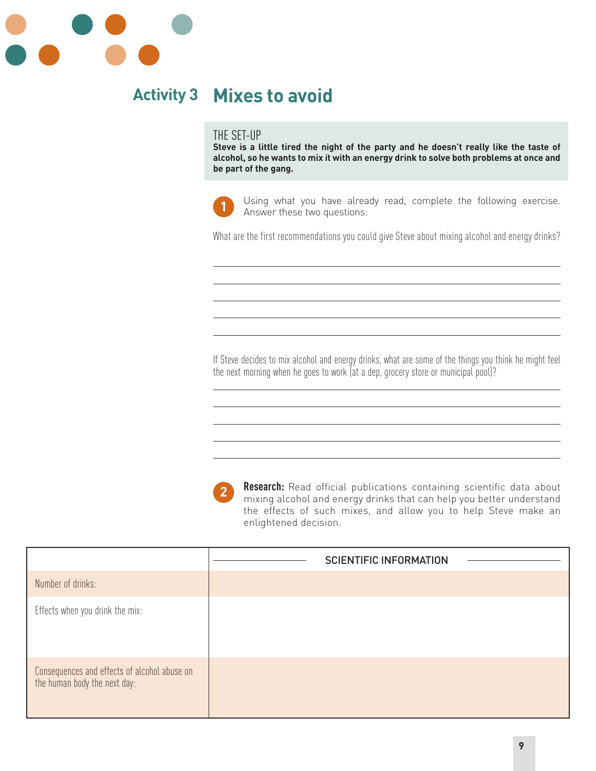# Activity 3 Mixes to avoid

THE SET-UP

**Steve is a little tired the night of the party and he doesn't really like the taste of alcohol, so he wants to mix it with an energy drink to solve both problems at once and be part of the gang.**

**1** Using what you have already read, complete the following exercise. Answer these two questions:

What are the first recommendations you could give Steve about mixing alcohol and energy drinks?

If Steve decides to mix alcohol and energy drinks, what are some of the things you think he might feel the next morning when he goes to work (at a dep, grocery store or municipal pool)?

**2** **Research:** Read official publications containing scientific data about mixing alcohol and energy drinks that can help you better understand the effects of such mixes, and allow you to help Steve make an enlightened decision.

| | SCIENTIFIC INFORMATION |
|---|---|
| Number of drinks: | |
| Effects when you drink the mix: | |
| Consequences and effects of alcohol abuse on the human body the next day: | |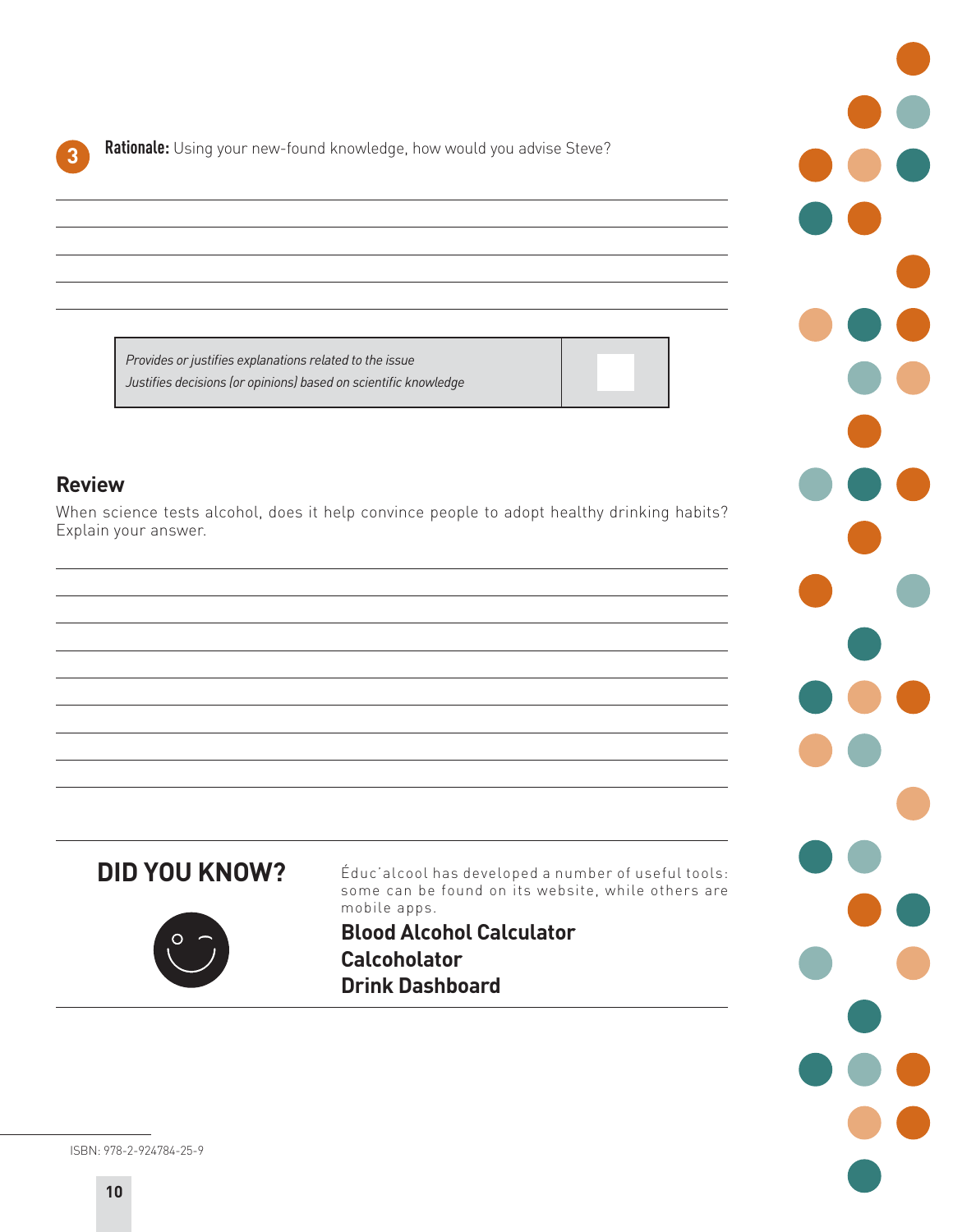**3** **Rationale:** Using your new-found knowledge, how would you advise Steve?

| | |
|---|---|
| *Provides or justifies explanations related to the issue*<br>*Justifies decisions (or opinions) based on scientific knowledge* | |

## Review

When science tests alcohol, does it help convince people to adopt healthy drinking habits? Explain your answer.

## DID YOU KNOW?

Éduc'alcool has developed a number of useful tools: some can be found on its website, while others are mobile apps.

**Blood Alcohol Calculator**
**Calcoholator**
**Drink Dashboard**

ISBN: 978-2-924784-25-9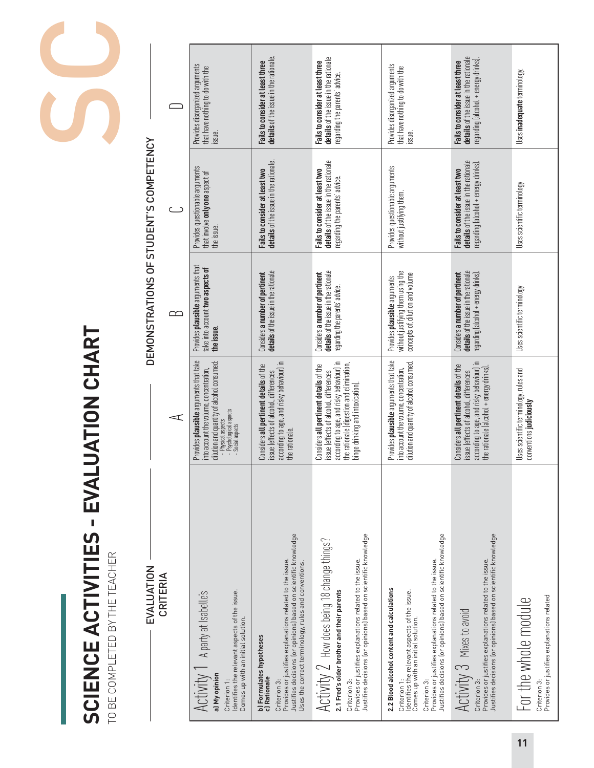# SCIENCE ACTIVITIES - EVALUATION CHART

TO BE COMPLETED BY THE TEACHER

| EVALUATION CRITERIA | DEMONSTRATIONS OF STUDENT'S COMPETENCY | | | |
|---|---|---|---|---|
| | A | B | C | D |
| **Activity 1** A party at Isabelle's<br>**a) My opinion**<br>Criterion 1:<br>Identifies the relevant aspects of the issue.<br>Comes up with an initial solution. | Provides **plausible** arguments that take into account the volume, concentration, dilution and quantity of alcohol consumed:<br>- Physical aspects<br>- Psychological aspects<br>- Social aspects | Provides **plausible** arguments that take into account **two aspects of the issue**. | Provides questionable arguments that involve **only one** aspect of the issue. | Provides disorganized arguments that have nothing to do with the issue. |
| **b) Formulates hypotheses**<br>**c) Rationale**<br>Criterion 3:<br>Provides or justifies explanations related to the issue.<br>Justifies decisions (or opinions) based on scientific knowledge<br>Uses the correct terminology, rules and conventions. | Considers **all pertinent details** of the issue (effects of alcohol, differences according to age, and risky behaviour) in the rationale. | Considers **a number of pertinent details** of the issue in the rationale | **Fails to consider at least two details** of the issue in the rationale. | **Fails to consider at least three details** of the issue in the rationale. |
| **Activity 2** How does being 18 change things?<br>**2.1 Fred's older brother and their parents**<br>Criterion 3:<br>Provides or justifies explanations related to the issue.<br>Justifies decisions (or opinions) based on scientific knowledge | Considers **all pertinent details** of the issue (effects of alcohol, differences according to age, and risky behaviour) in the rationale (digestion and elimination, binge drinking and intoxication). | Considers **a number of pertinent details** of the issue in the rationale regarding the parents' advice. | **Fails to consider at least two details** of the issue in the rationale regarding the parents' advice. | **Fails to consider at least three details** of the issue in the rationale regarding the parents' advice. |
| **2.2 Blood alcohol content and calculations**<br>Criterion 1:<br>Identifies the relevant aspects of the issue.<br>Comes up with an initial solution.<br>Criterion 3:<br>Provides or justifies explanations related to the issue.<br>Justifies decisions (or opinions) based on scientific knowledge | Provides **plausible** arguments that take into account the volume, concentration, dilution and quantity of alcohol consumed. | Provides **plausible** arguments without justifying them using the concepts of dilution and volume | Provides questionable arguments without justifying them. | Provides disorganized arguments that have nothing to do with the issue. |
| **Activity 3** Mixes to avoid<br>Criterion 3:<br>Provides or justifies explanations related to the issue.<br>Justifies decisions (or opinions) based on scientific knowledge | Considers **all pertinent details** of the issue (effects of alcohol, differences according to age, and risky behaviour) in the rationale (alcohol + energy drinks). | Considers **a number of pertinent details** of the issue in the rationale regarding (alcohol + energy drinks). | **Fails to consider at least two details** of the issue in the rationale regarding (alcohol + energy drinks). | **Fails to consider at least three details** of the issue in the rationale regarding (alcohol + energy drinks). |
| **For the whole module**<br>Criterion 3:<br>Provides or justifies explanations related | Uses scientific terminology, rules and conventions **judiciously** | Uses scientific terminology | Uses scientific terminology | Uses **inadequate** terminology. |